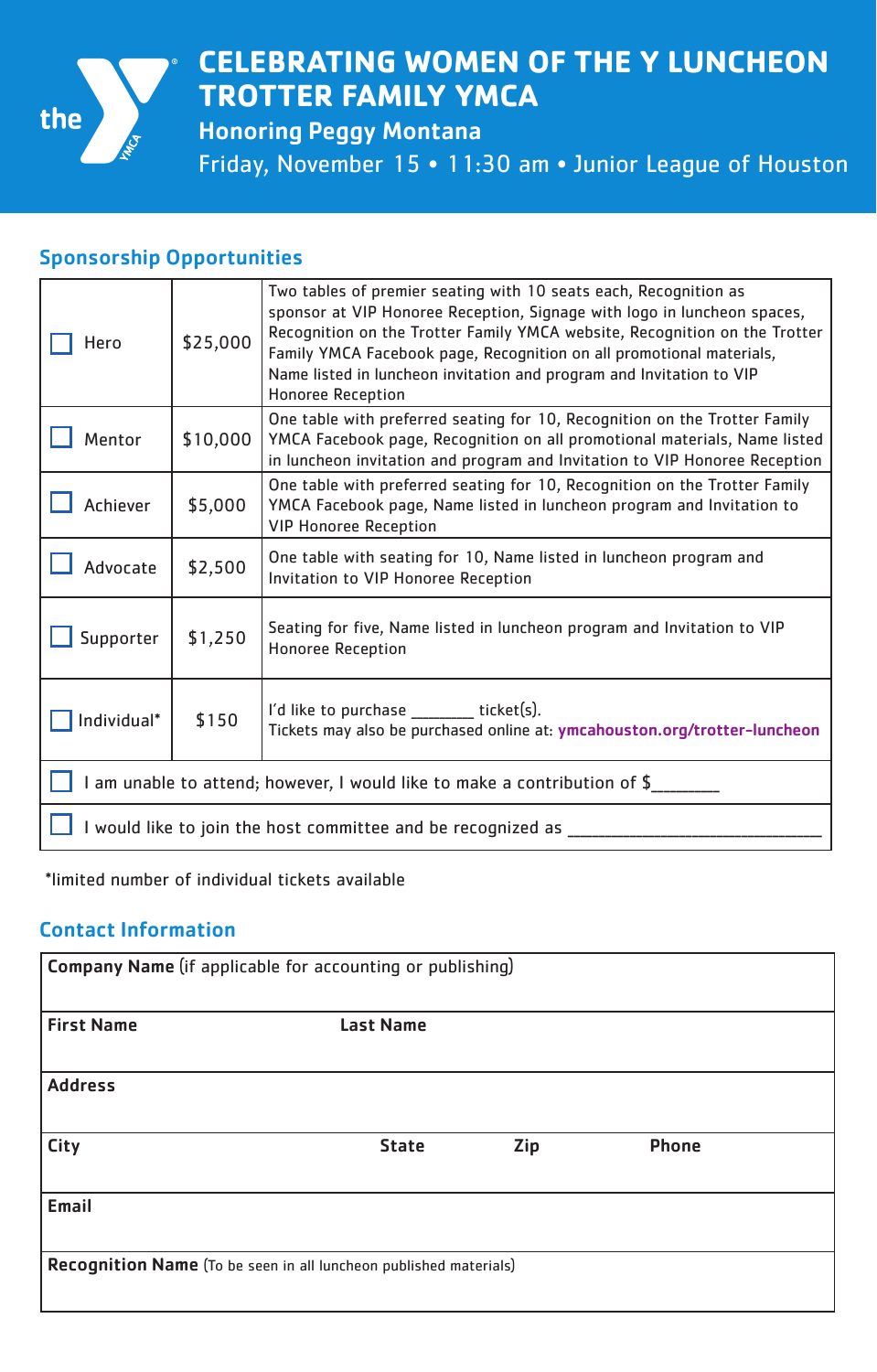# CELEBRATING WOMEN OF THE Y LUNCHEON
# TROTTER FAMILY YMCA

### Honoring Peggy Montana

Friday, November 15 • 11:30 am • Junior League of Houston

## Sponsorship Opportunities

| Level | Amount | Benefits |
|---|---|---|
| ☐ Hero | $25,000 | Two tables of premier seating with 10 seats each, Recognition as sponsor at VIP Honoree Reception, Signage with logo in luncheon spaces, Recognition on the Trotter Family YMCA website, Recognition on the Trotter Family YMCA Facebook page, Recognition on all promotional materials, Name listed in luncheon invitation and program and Invitation to VIP Honoree Reception |
| ☐ Mentor | $10,000 | One table with preferred seating for 10, Recognition on the Trotter Family YMCA Facebook page, Recognition on all promotional materials, Name listed in luncheon invitation and program and Invitation to VIP Honoree Reception |
| ☐ Achiever | $5,000 | One table with preferred seating for 10, Recognition on the Trotter Family YMCA Facebook page, Name listed in luncheon program and Invitation to VIP Honoree Reception |
| ☐ Advocate | $2,500 | One table with seating for 10, Name listed in luncheon program and Invitation to VIP Honoree Reception |
| ☐ Supporter | $1,250 | Seating for five, Name listed in luncheon program and Invitation to VIP Honoree Reception |
| ☐ Individual* | $150 | I'd like to purchase _______ ticket(s). Tickets may also be purchased online at: ymcahouston.org/trotter-luncheon |
| ☐ I am unable to attend; however, I would like to make a contribution of $_______ | | |
| ☐ I would like to join the host committee and be recognized as ___________________________ | | |

*limited number of individual tickets available

## Contact Information

| | | | |
|---|---|---|---|
| **Company Name** (if applicable for accounting or publishing) | | | |
| **First Name** | **Last Name** | | |
| **Address** | | | |
| **City** | **State** | **Zip** | **Phone** |
| **Email** | | | |
| **Recognition Name** (To be seen in all luncheon published materials) | | | |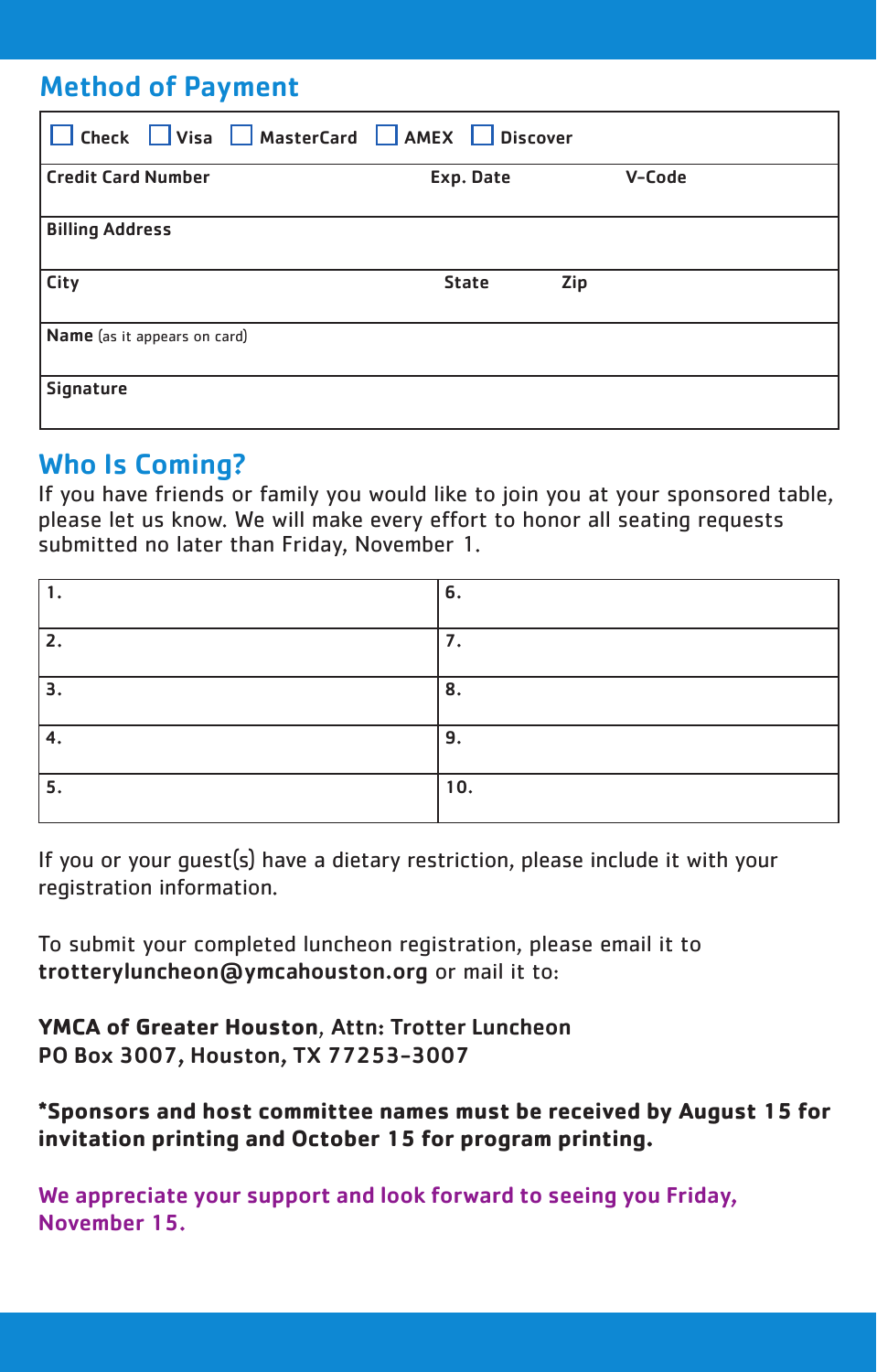## Method of Payment

☐ Check ☐ Visa ☐ MasterCard ☐ AMEX ☐ Discover

| | | |
|---|---|---|
| Credit Card Number | Exp. Date | V-Code |
| Billing Address | | |
| City | State | Zip |
| Name (as it appears on card) | | |
| Signature | | |

## Who Is Coming?

If you have friends or family you would like to join you at your sponsored table, please let us know. We will make every effort to honor all seating requests submitted no later than Friday, November 1.

| | |
|---|---|
| 1. | 6. |
| 2. | 7. |
| 3. | 8. |
| 4. | 9. |
| 5. | 10. |

If you or your guest(s) have a dietary restriction, please include it with your registration information.

To submit your completed luncheon registration, please email it to **trotteryluncheon@ymcahouston.org** or mail it to:

**YMCA of Greater Houston**, **Attn: Trotter Luncheon**
**PO Box 3007, Houston, TX 77253-3007**

***Sponsors and host committee names must be received by August 15 for invitation printing and October 15 for program printing.**

**We appreciate your support and look forward to seeing you Friday, November 15.**